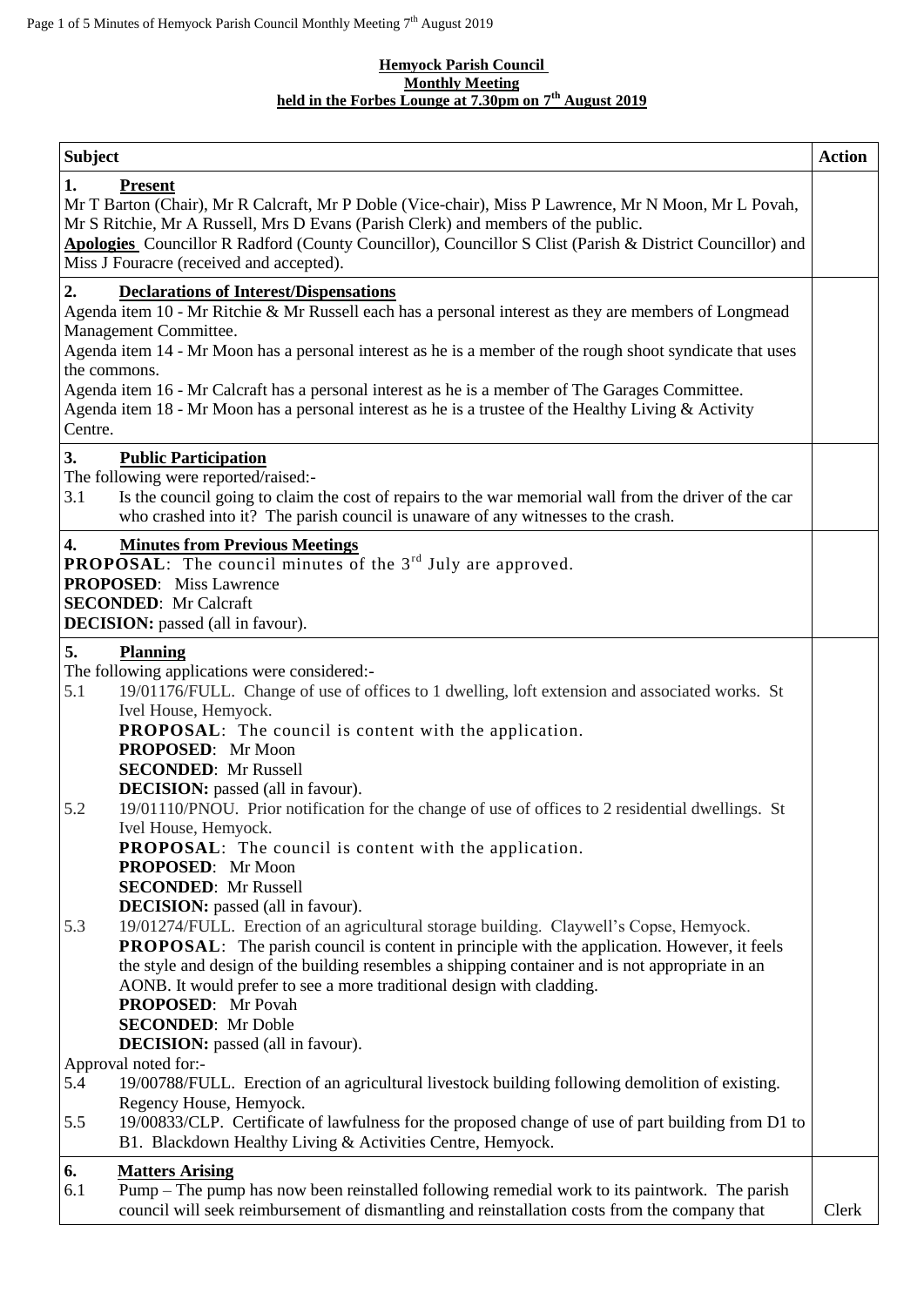**Hemyock Parish Council**
**Monthly Meeting**
**held in the Forbes Lounge at 7.30pm on 7th August 2019**

| Subject | Action |
|---|---|
| **1. Present**<br>Mr T Barton (Chair), Mr R Calcraft, Mr P Doble (Vice-chair), Miss P Lawrence, Mr N Moon, Mr L Povah, Mr S Ritchie, Mr A Russell, Mrs D Evans (Parish Clerk) and members of the public.<br>**Apologies** Councillor R Radford (County Councillor), Councillor S Clist (Parish & District Councillor) and Miss J Fouracre (received and accepted). | |
| **2. Declarations of Interest/Dispensations**<br>Agenda item 10 - Mr Ritchie & Mr Russell each has a personal interest as they are members of Longmead Management Committee.<br>Agenda item 14 - Mr Moon has a personal interest as he is a member of the rough shoot syndicate that uses the commons.<br>Agenda item 16 - Mr Calcraft has a personal interest as he is a member of The Garages Committee.<br>Agenda item 18 - Mr Moon has a personal interest as he is a trustee of the Healthy Living & Activity Centre. | |
| **3. Public Participation**<br>The following were reported/raised:-<br>3.1 Is the council going to claim the cost of repairs to the war memorial wall from the driver of the car who crashed into it? The parish council is unaware of any witnesses to the crash. | |
| **4. Minutes from Previous Meetings**<br>**PROPOSAL**: The council minutes of the 3rd July are approved.<br>**PROPOSED**: Miss Lawrence<br>**SECONDED**: Mr Calcraft<br>**DECISION:** passed (all in favour). | |
| **5. Planning**<br>The following applications were considered:-<br>5.1 19/01176/FULL. Change of use of offices to 1 dwelling, loft extension and associated works. St Ivel House, Hemyock.<br>**PROPOSAL**: The council is content with the application.<br>**PROPOSED**: Mr Moon<br>**SECONDED**: Mr Russell<br>**DECISION:** passed (all in favour).<br>5.2 19/01110/PNOU. Prior notification for the change of use of offices to 2 residential dwellings. St Ivel House, Hemyock.<br>**PROPOSAL**: The council is content with the application.<br>**PROPOSED**: Mr Moon<br>**SECONDED**: Mr Russell<br>**DECISION:** passed (all in favour).<br>5.3 19/01274/FULL. Erection of an agricultural storage building. Claywell's Copse, Hemyock.<br>**PROPOSAL**: The parish council is content in principle with the application. However, it feels the style and design of the building resembles a shipping container and is not appropriate in an AONB. It would prefer to see a more traditional design with cladding.<br>**PROPOSED**: Mr Povah<br>**SECONDED**: Mr Doble<br>**DECISION:** passed (all in favour).<br>Approval noted for:-<br>5.4 19/00788/FULL. Erection of an agricultural livestock building following demolition of existing. Regency House, Hemyock.<br>5.5 19/00833/CLP. Certificate of lawfulness for the proposed change of use of part building from D1 to B1. Blackdown Healthy Living & Activities Centre, Hemyock. | |
| **6. Matters Arising**<br>6.1 Pump – The pump has now been reinstalled following remedial work to its paintwork. The parish council will seek reimbursement of dismantling and reinstallation costs from the company that | Clerk |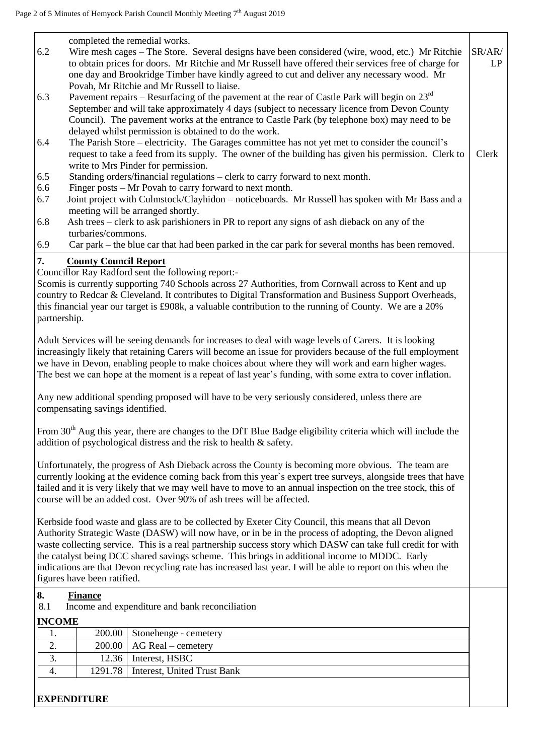completed the remedial works.

6.2 Wire mesh cages – The Store. Several designs have been considered (wire, wood, etc.) Mr Ritchie to obtain prices for doors. Mr Ritchie and Mr Russell have offered their services free of charge for one day and Brookridge Timber have kindly agreed to cut and deliver any necessary wood. Mr Povah, Mr Ritchie and Mr Russell to liaise. **SR/AR/LP**

6.3 Pavement repairs – Resurfacing of the pavement at the rear of Castle Park will begin on 23rd September and will take approximately 4 days (subject to necessary licence from Devon County Council). The pavement works at the entrance to Castle Park (by telephone box) may need to be delayed whilst permission is obtained to do the work.

6.4 The Parish Store – electricity. The Garages committee has not yet met to consider the council's request to take a feed from its supply. The owner of the building has given his permission. Clerk to write to Mrs Pinder for permission. **Clerk**

6.5 Standing orders/financial regulations – clerk to carry forward to next month.

6.6 Finger posts – Mr Povah to carry forward to next month.

6.7 Joint project with Culmstock/Clayhidon – noticeboards. Mr Russell has spoken with Mr Bass and a meeting will be arranged shortly.

6.8 Ash trees – clerk to ask parishioners in PR to report any signs of ash dieback on any of the turbaries/commons.

6.9 Car park – the blue car that had been parked in the car park for several months has been removed.

## 7. County Council Report

Councillor Ray Radford sent the following report:-

Scomis is currently supporting 740 Schools across 27 Authorities, from Cornwall across to Kent and up country to Redcar & Cleveland. It contributes to Digital Transformation and Business Support Overheads, this financial year our target is £908k, a valuable contribution to the running of County. We are a 20% partnership.

Adult Services will be seeing demands for increases to deal with wage levels of Carers. It is looking increasingly likely that retaining Carers will become an issue for providers because of the full employment we have in Devon, enabling people to make choices about where they will work and earn higher wages. The best we can hope at the moment is a repeat of last year's funding, with some extra to cover inflation.

Any new additional spending proposed will have to be very seriously considered, unless there are compensating savings identified.

From 30th Aug this year, there are changes to the DfT Blue Badge eligibility criteria which will include the addition of psychological distress and the risk to health & safety.

Unfortunately, the progress of Ash Dieback across the County is becoming more obvious. The team are currently looking at the evidence coming back from this year`s expert tree surveys, alongside trees that have failed and it is very likely that we may well have to move to an annual inspection on the tree stock, this of course will be an added cost. Over 90% of ash trees will be affected.

Kerbside food waste and glass are to be collected by Exeter City Council, this means that all Devon Authority Strategic Waste (DASW) will now have, or in be in the process of adopting, the Devon aligned waste collecting service. This is a real partnership success story which DASW can take full credit for with the catalyst being DCC shared savings scheme. This brings in additional income to MDDC. Early indications are that Devon recycling rate has increased last year. I will be able to report on this when the figures have been ratified.

## 8. Finance

8.1 Income and expenditure and bank reconciliation

**INCOME**

| | | |
|---|---|---|
| 1. | 200.00 | Stonehenge - cemetery |
| 2. | 200.00 | AG Real – cemetery |
| 3. | 12.36 | Interest, HSBC |
| 4. | 1291.78 | Interest, United Trust Bank |

**EXPENDITURE**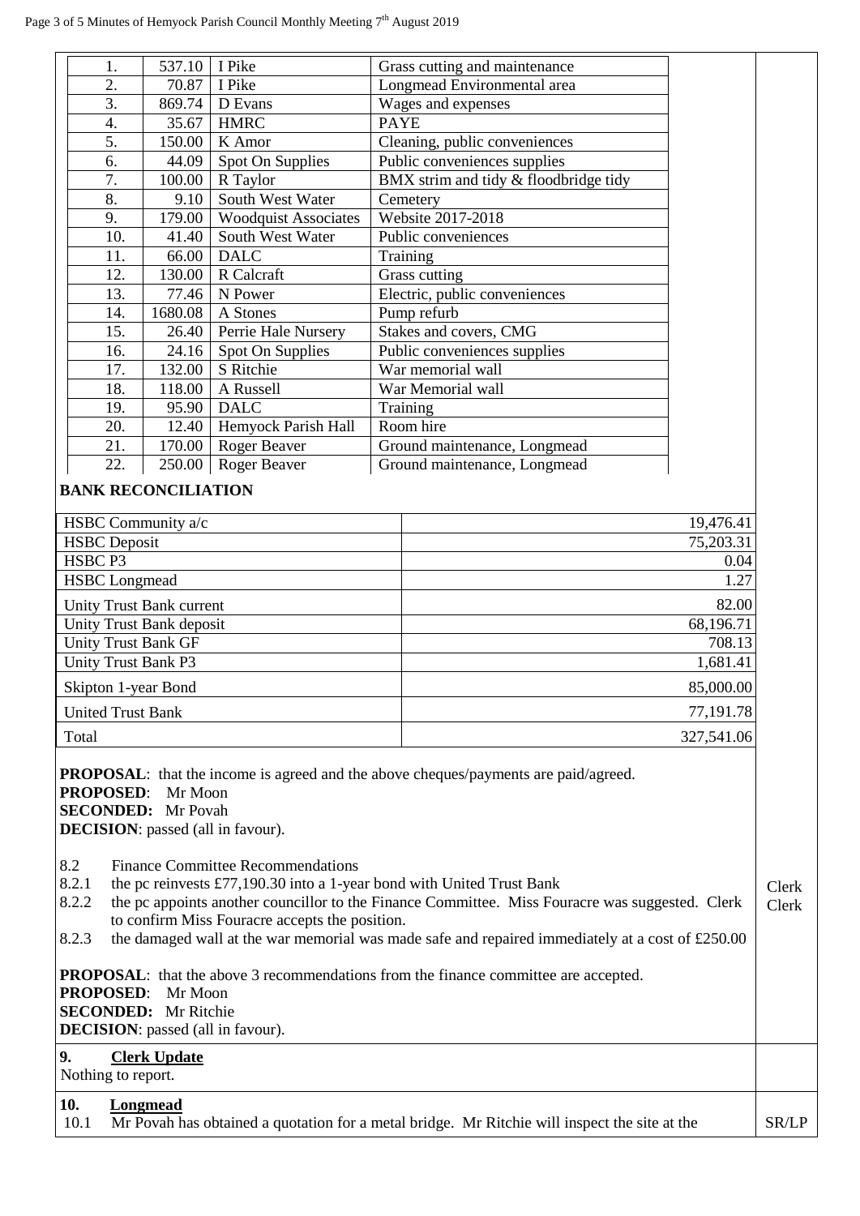| | | | |
|---|---|---|---|
| 1. | 537.10 | I Pike | Grass cutting and maintenance |
| 2. | 70.87 | I Pike | Longmead Environmental area |
| 3. | 869.74 | D Evans | Wages and expenses |
| 4. | 35.67 | HMRC | PAYE |
| 5. | 150.00 | K Amor | Cleaning, public conveniences |
| 6. | 44.09 | Spot On Supplies | Public conveniences supplies |
| 7. | 100.00 | R Taylor | BMX strim and tidy & floodbridge tidy |
| 8. | 9.10 | South West Water | Cemetery |
| 9. | 179.00 | Woodquist Associates | Website 2017-2018 |
| 10. | 41.40 | South West Water | Public conveniences |
| 11. | 66.00 | DALC | Training |
| 12. | 130.00 | R Calcraft | Grass cutting |
| 13. | 77.46 | N Power | Electric, public conveniences |
| 14. | 1680.08 | A Stones | Pump refurb |
| 15. | 26.40 | Perrie Hale Nursery | Stakes and covers, CMG |
| 16. | 24.16 | Spot On Supplies | Public conveniences supplies |
| 17. | 132.00 | S Ritchie | War memorial wall |
| 18. | 118.00 | A Russell | War Memorial wall |
| 19. | 95.90 | DALC | Training |
| 20. | 12.40 | Hemyock Parish Hall | Room hire |
| 21. | 170.00 | Roger Beaver | Ground maintenance, Longmead |
| 22. | 250.00 | Roger Beaver | Ground maintenance, Longmead |

**BANK RECONCILIATION**

| | |
|---|---|
| HSBC Community a/c | 19,476.41 |
| HSBC Deposit | 75,203.31 |
| HSBC P3 | 0.04 |
| HSBC Longmead | 1.27 |
| Unity Trust Bank current | 82.00 |
| Unity Trust Bank deposit | 68,196.71 |
| Unity Trust Bank GF | 708.13 |
| Unity Trust Bank P3 | 1,681.41 |
| Skipton 1-year Bond | 85,000.00 |
| United Trust Bank | 77,191.78 |
| Total | 327,541.06 |

**PROPOSAL**: that the income is agreed and the above cheques/payments are paid/agreed.
**PROPOSED**: Mr Moon
**SECONDED:** Mr Povah
**DECISION**: passed (all in favour).

8.2 Finance Committee Recommendations

8.2.1 the pc reinvests £77,190.30 into a 1-year bond with United Trust Bank — Clerk

8.2.2 the pc appoints another councillor to the Finance Committee. Miss Fouracre was suggested. Clerk to confirm Miss Fouracre accepts the position. — Clerk

8.2.3 the damaged wall at the war memorial was made safe and repaired immediately at a cost of £250.00

**PROPOSAL**: that the above 3 recommendations from the finance committee are accepted.
**PROPOSED**: Mr Moon
**SECONDED:** Mr Ritchie
**DECISION**: passed (all in favour).

## 9. Clerk Update

Nothing to report.

## 10. Longmead

10.1 Mr Povah has obtained a quotation for a metal bridge. Mr Ritchie will inspect the site at the — SR/LP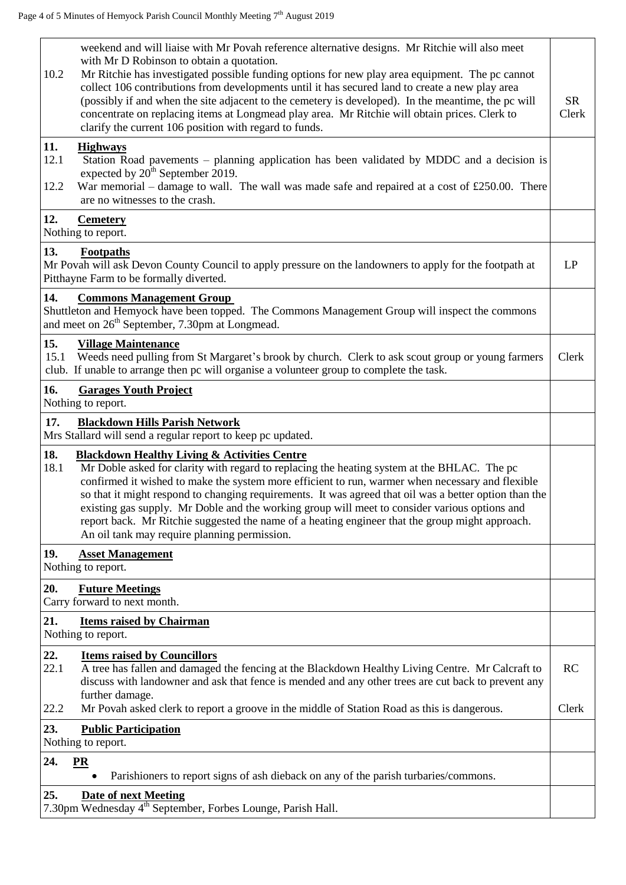| | |
|---|---|
| weekend and will liaise with Mr Povah reference alternative designs. Mr Ritchie will also meet with Mr D Robinson to obtain a quotation.<br>10.2 Mr Ritchie has investigated possible funding options for new play area equipment. The pc cannot collect 106 contributions from developments until it has secured land to create a new play area (possibly if and when the site adjacent to the cemetery is developed). In the meantime, the pc will concentrate on replacing items at Longmead play area. Mr Ritchie will obtain prices. Clerk to clarify the current 106 position with regard to funds. | SR<br>Clerk |
| **11. Highways**<br>12.1 Station Road pavements – planning application has been validated by MDDC and a decision is expected by 20th September 2019.<br>12.2 War memorial – damage to wall. The wall was made safe and repaired at a cost of £250.00. There are no witnesses to the crash. | |
| **12. Cemetery**<br>Nothing to report. | |
| **13. Footpaths**<br>Mr Povah will ask Devon County Council to apply pressure on the landowners to apply for the footpath at Pitthayne Farm to be formally diverted. | LP |
| **14. Commons Management Group**<br>Shuttleton and Hemyock have been topped. The Commons Management Group will inspect the commons and meet on 26th September, 7.30pm at Longmead. | |
| **15. Village Maintenance**<br>15.1 Weeds need pulling from St Margaret's brook by church. Clerk to ask scout group or young farmers club. If unable to arrange then pc will organise a volunteer group to complete the task. | Clerk |
| **16. Garages Youth Project**<br>Nothing to report. | |
| **17. Blackdown Hills Parish Network**<br>Mrs Stallard will send a regular report to keep pc updated. | |
| **18. Blackdown Healthy Living & Activities Centre**<br>18.1 Mr Doble asked for clarity with regard to replacing the heating system at the BHLAC. The pc confirmed it wished to make the system more efficient to run, warmer when necessary and flexible so that it might respond to changing requirements. It was agreed that oil was a better option than the existing gas supply. Mr Doble and the working group will meet to consider various options and report back. Mr Ritchie suggested the name of a heating engineer that the group might approach. An oil tank may require planning permission. | |
| **19. Asset Management**<br>Nothing to report. | |
| **20. Future Meetings**<br>Carry forward to next month. | |
| **21. Items raised by Chairman**<br>Nothing to report. | |
| **22. Items raised by Councillors**<br>22.1 A tree has fallen and damaged the fencing at the Blackdown Healthy Living Centre. Mr Calcraft to discuss with landowner and ask that fence is mended and any other trees are cut back to prevent any further damage.<br>22.2 Mr Povah asked clerk to report a groove in the middle of Station Road as this is dangerous. | RC<br><br><br>Clerk |
| **23. Public Participation**<br>Nothing to report. | |
| **24. PR**<br>• Parishioners to report signs of ash dieback on any of the parish turbaries/commons. | |
| **25. Date of next Meeting**<br>7.30pm Wednesday 4th September, Forbes Lounge, Parish Hall. | |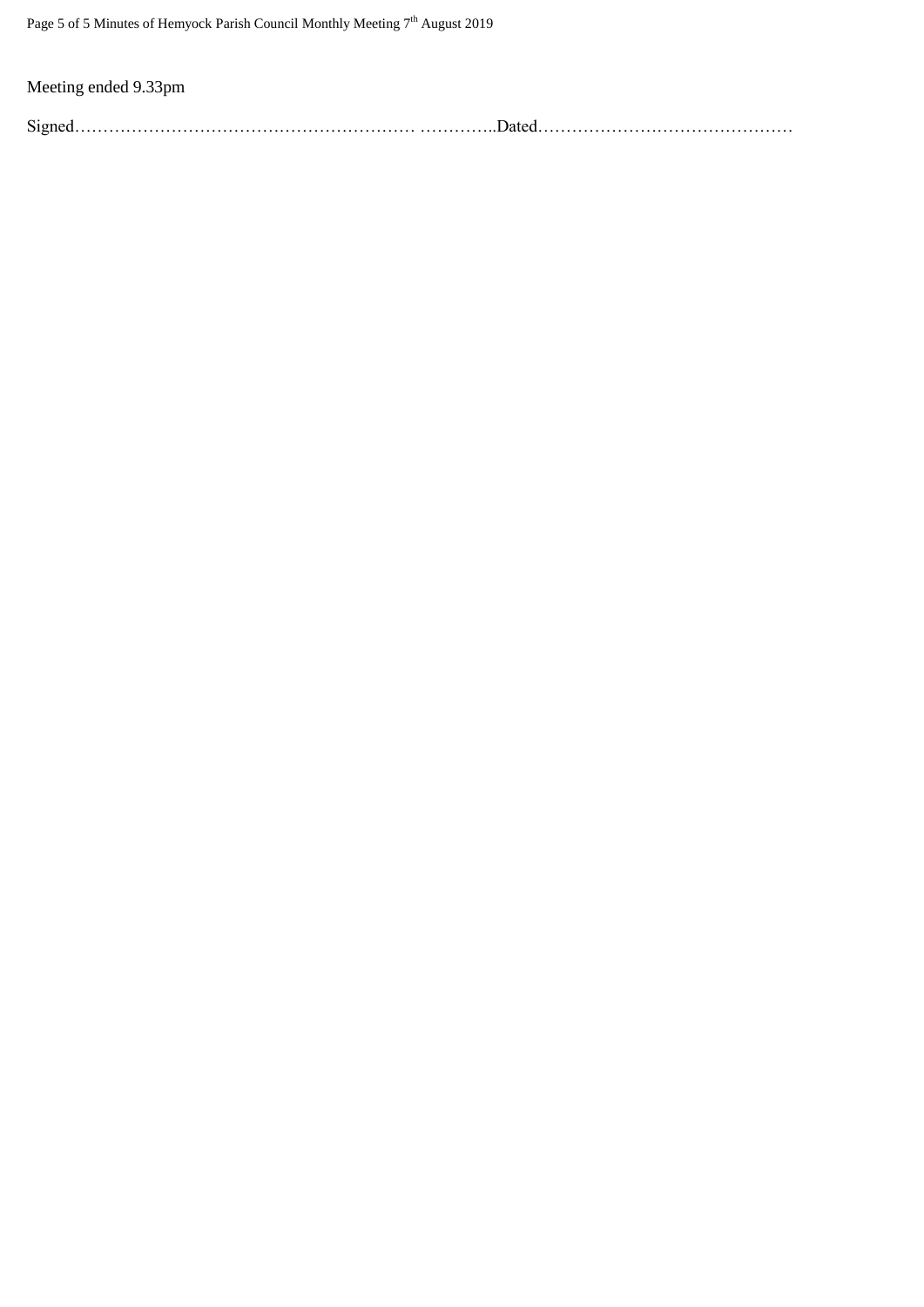Meeting ended 9.33pm

Signed………………………………………………………… …………..Dated………………………………………